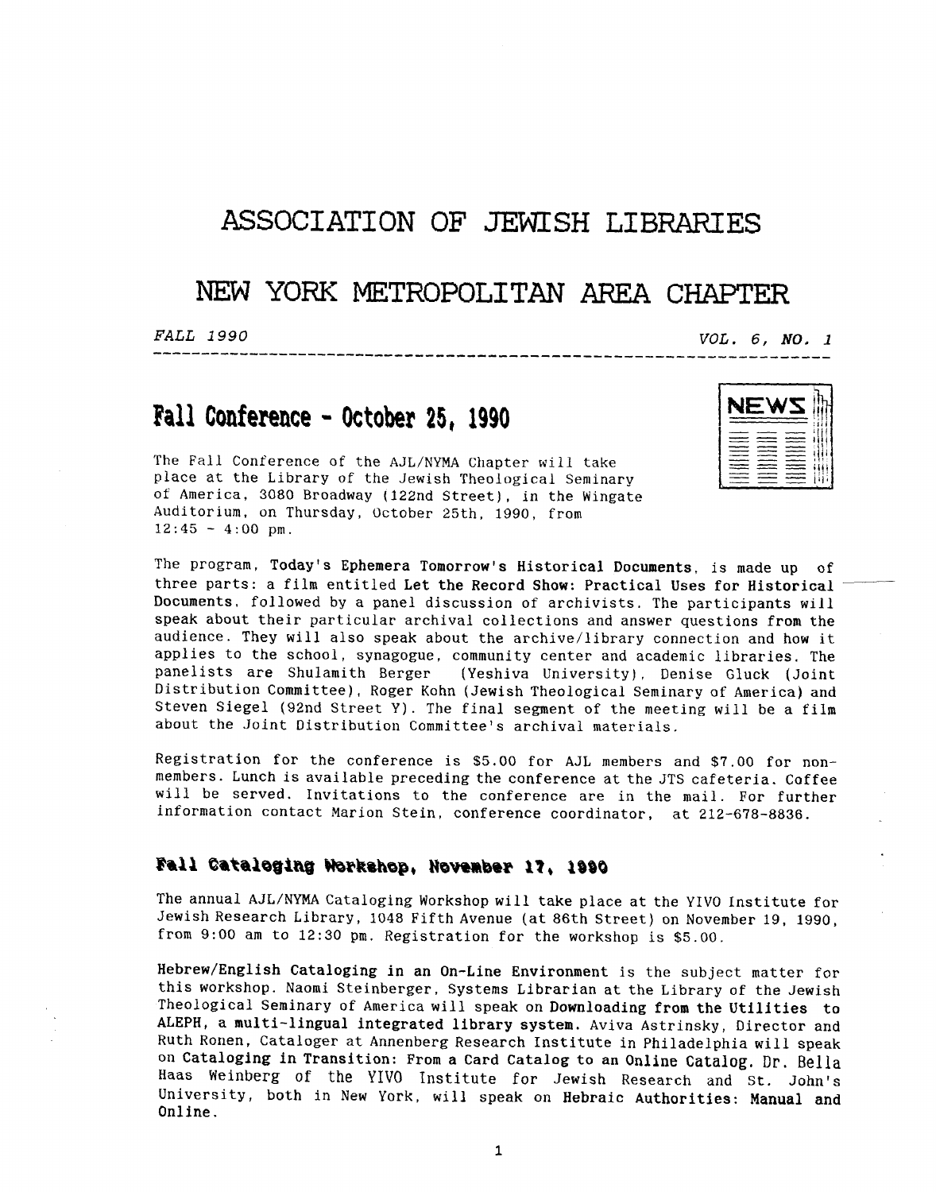# ASSOCIATION OF JEWISH LIBRARIES

# NEW YORK METROPOLITAN AREA CHAPTER

*FALL 1990* *VOL. 6, NO. 1*

## Fall Conference - October 25, 1990

The Fall Conference of the AJL/NYMA Chapter will take place at the Library of the Jewish Theological Seminary of America, 3080 Broadway (122nd Street), in the Wingate Auditorium, on Thursday, October 25th, 1990, from 12:45 - 4:00 pm.

The program, **Today's Ephemera Tomorrow's Historical Documents**, is made up of three parts: a film entitled **Let the Record Show: Practical Uses for Historical Documents**, followed by a panel discussion of archivists. The participants will speak about their particular archival collections and answer questions from the audience. They will also speak about the archive/library connection and how it applies to the school, synagogue, community center and academic libraries. The panelists are Shulamith Berger (Yeshiva University), Denise Gluck (Joint Distribution Committee), Roger Kohn (Jewish Theological Seminary of America) and Steven Siegel (92nd Street Y). The final segment of the meeting will be a film about the Joint Distribution Committee's archival materials.

Registration for the conference is $5.00 for AJL members and $7.00 for non-members. Lunch is available preceding the conference at the JTS cafeteria. Coffee will be served. Invitations to the conference are in the mail. For further information contact Marion Stein, conference coordinator, at 212-678-8836.

## Fall Cataloging Workshop, November 17, 1990

The annual AJL/NYMA Cataloging Workshop will take place at the YIVO Institute for Jewish Research Library, 1048 Fifth Avenue (at 86th Street) on November 19, 1990, from 9:00 am to 12:30 pm. Registration for the workshop is $5.00.

**Hebrew/English Cataloging in an On-Line Environment** is the subject matter for this workshop. Naomi Steinberger, Systems Librarian at the Library of the Jewish Theological Seminary of America will speak on **Downloading from the Utilities to ALEPH, a multi-lingual integrated library system.** Aviva Astrinsky, Director and Ruth Ronen, Cataloger at Annenberg Research Institute in Philadelphia will speak on **Cataloging in Transition: From a Card Catalog to an Online Catalog.** Dr. Bella Haas Weinberg of the YIVO Institute for Jewish Research and St. John's University, both in New York, will speak on **Hebraic Authorities: Manual and Online.**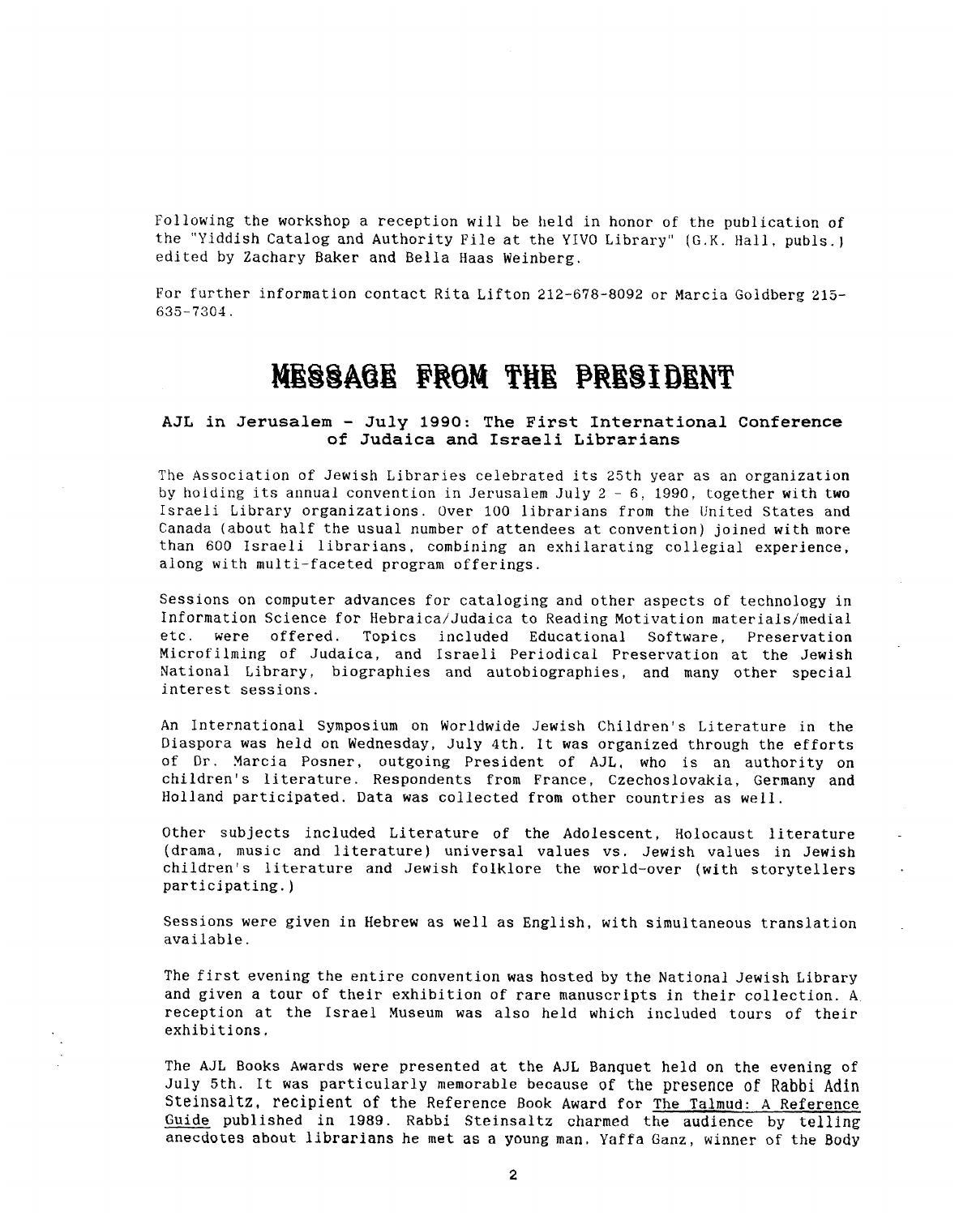Following the workshop a reception will be held in honor of the publication of the "Yiddish Catalog and Authority File at the YIVO Library" (G.K. Hall, publs.) edited by Zachary Baker and Bella Haas Weinberg.

For further information contact Rita Lifton 212-678-8092 or Marcia Goldberg 215-635-7304.

# MESSAGE FROM THE PRESIDENT

### AJL in Jerusalem - July 1990: The First International Conference of Judaica and Israeli Librarians

The Association of Jewish Libraries celebrated its 25th year as an organization by holding its annual convention in Jerusalem July 2 - 6, 1990, together with two Israeli Library organizations. Over 100 librarians from the United States and Canada (about half the usual number of attendees at convention) joined with more than 600 Israeli librarians, combining an exhilarating collegial experience, along with multi-faceted program offerings.

Sessions on computer advances for cataloging and other aspects of technology in Information Science for Hebraica/Judaica to Reading Motivation materials/medial etc. were offered. Topics included Educational Software, Preservation Microfilming of Judaica, and Israeli Periodical Preservation at the Jewish National Library, biographies and autobiographies, and many other special interest sessions.

An International Symposium on Worldwide Jewish Children's Literature in the Diaspora was held on Wednesday, July 4th. It was organized through the efforts of Dr. Marcia Posner, outgoing President of AJL, who is an authority on children's literature. Respondents from France, Czechoslovakia, Germany and Holland participated. Data was collected from other countries as well.

Other subjects included Literature of the Adolescent, Holocaust literature (drama, music and literature) universal values vs. Jewish values in Jewish children's literature and Jewish folklore the world-over (with storytellers participating.)

Sessions were given in Hebrew as well as English, with simultaneous translation available.

The first evening the entire convention was hosted by the National Jewish Library and given a tour of their exhibition of rare manuscripts in their collection. A reception at the Israel Museum was also held which included tours of their exhibitions.

The AJL Books Awards were presented at the AJL Banquet held on the evening of July 5th. It was particularly memorable because of the presence of Rabbi Adin Steinsaltz, recipient of the Reference Book Award for The Talmud: A Reference Guide published in 1989. Rabbi Steinsaltz charmed the audience by telling anecdotes about librarians he met as a young man. Yaffa Ganz, winner of the Body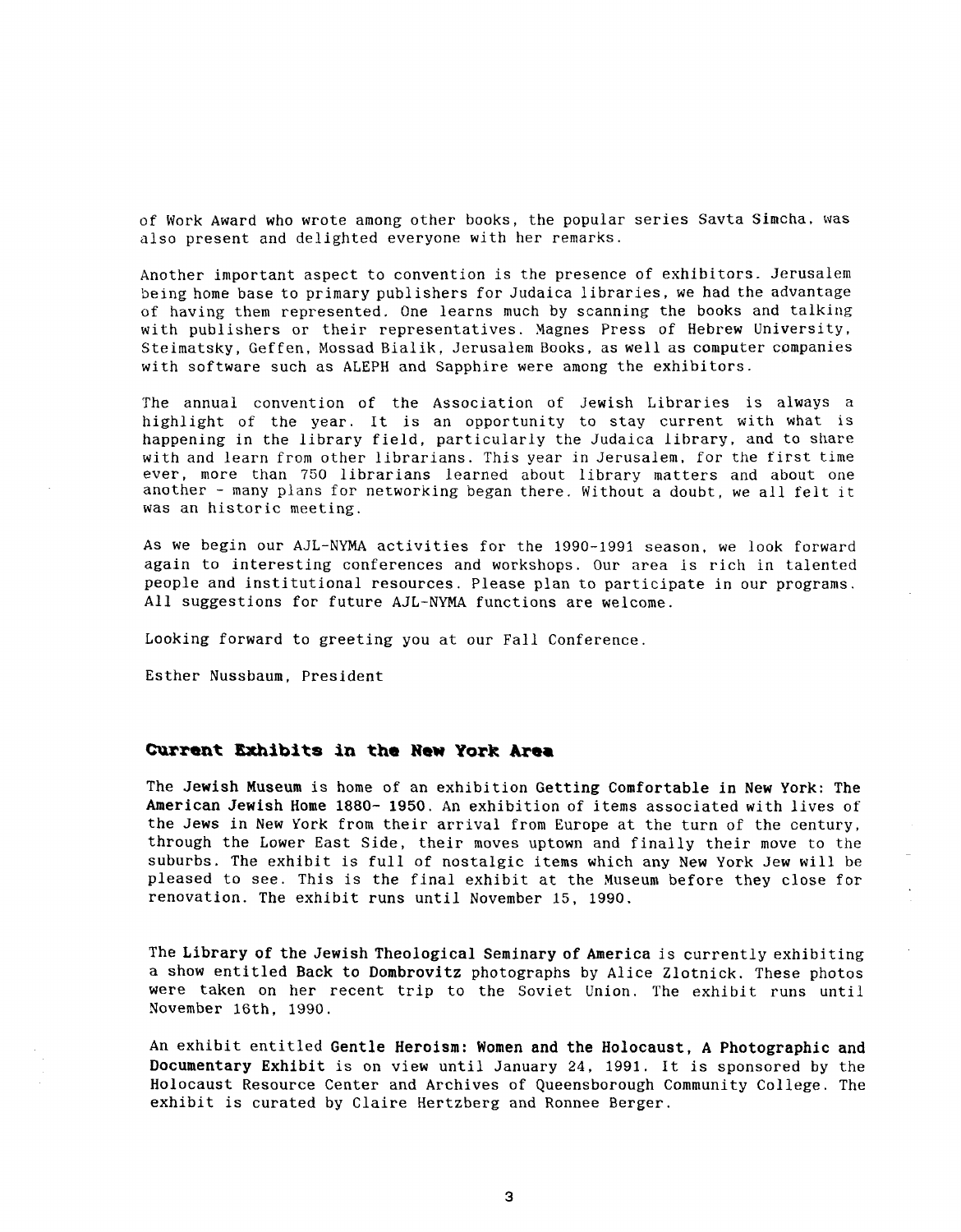of Work Award who wrote among other books, the popular series Savta Simcha, was also present and delighted everyone with her remarks.

Another important aspect to convention is the presence of exhibitors. Jerusalem being home base to primary publishers for Judaica libraries, we had the advantage of having them represented. One learns much by scanning the books and talking with publishers or their representatives. Magnes Press of Hebrew University, Steimatsky, Geffen, Mossad Bialik, Jerusalem Books, as well as computer companies with software such as ALEPH and Sapphire were among the exhibitors.

The annual convention of the Association of Jewish Libraries is always a highlight of the year. It is an opportunity to stay current with what is happening in the library field, particularly the Judaica library, and to share with and learn from other librarians. This year in Jerusalem, for the first time ever, more than 750 librarians learned about library matters and about one another - many plans for networking began there. Without a doubt, we all felt it was an historic meeting.

As we begin our AJL-NYMA activities for the 1990-1991 season, we look forward again to interesting conferences and workshops. Our area is rich in talented people and institutional resources. Please plan to participate in our programs. All suggestions for future AJL-NYMA functions are welcome.

Looking forward to greeting you at our Fall Conference.

Esther Nussbaum, President

## Current Exhibits in the New York Area

The **Jewish Museum** is home of an exhibition **Getting Comfortable in New York: The American Jewish Home 1880- 1950**. An exhibition of items associated with lives of the Jews in New York from their arrival from Europe at the turn of the century, through the Lower East Side, their moves uptown and finally their move to the suburbs. The exhibit is full of nostalgic items which any New York Jew will be pleased to see. This is the final exhibit at the Museum before they close for renovation. The exhibit runs until November 15, 1990.

The **Library of the Jewish Theological Seminary of America** is currently exhibiting a show entitled **Back to Dombrovitz** photographs by Alice Zlotnick. These photos were taken on her recent trip to the Soviet Union. The exhibit runs until November 16th, 1990.

An exhibit entitled **Gentle Heroism: Women and the Holocaust, A Photographic and Documentary Exhibit** is on view until January 24, 1991. It is sponsored by the Holocaust Resource Center and Archives of Queensborough Community College. The exhibit is curated by Claire Hertzberg and Ronnee Berger.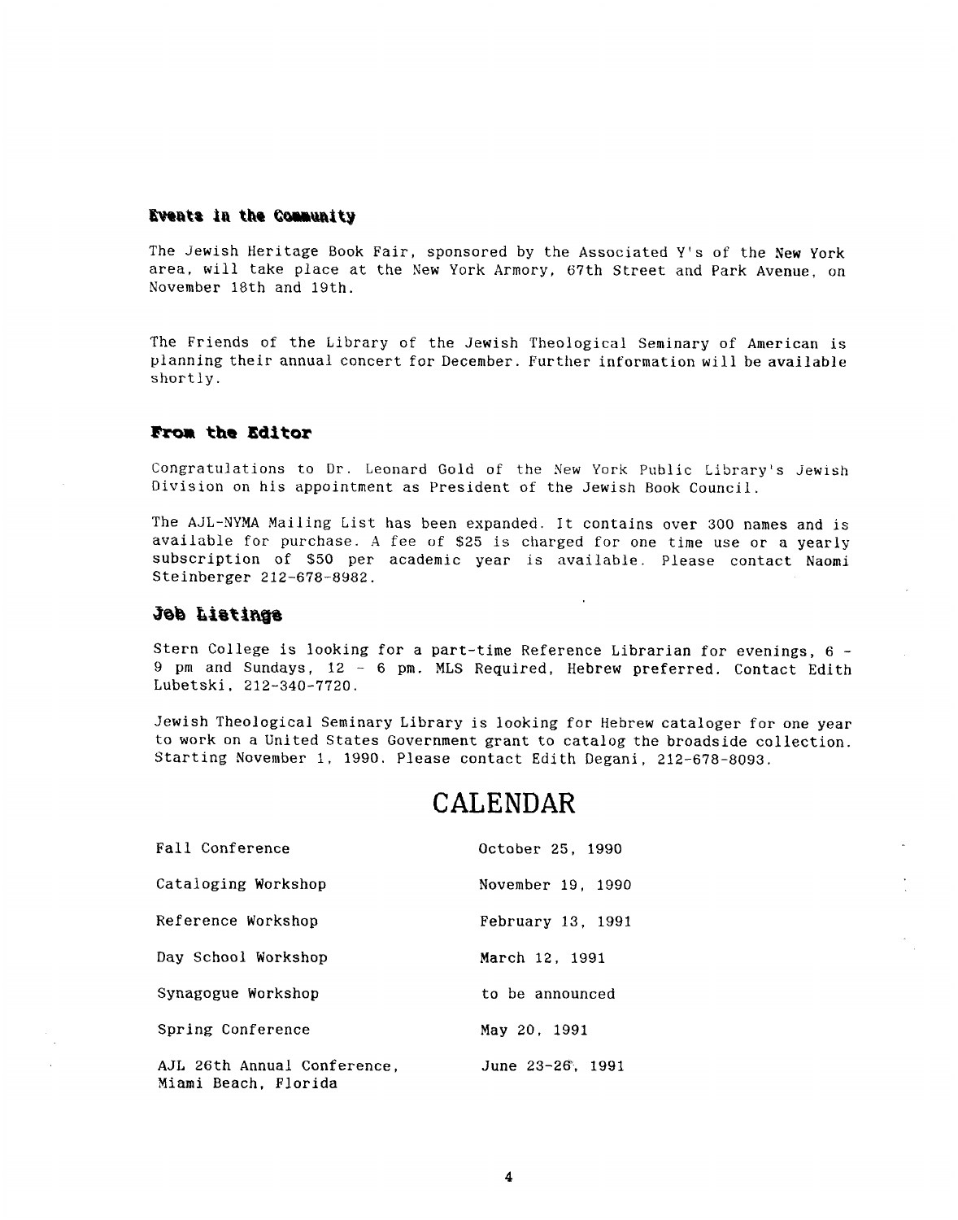## Events in the Community

The Jewish Heritage Book Fair, sponsored by the Associated Y's of the New York area, will take place at the New York Armory, 67th Street and Park Avenue, on November 18th and 19th.

The Friends of the Library of the Jewish Theological Seminary of American is planning their annual concert for December. Further information will be available shortly.

## From the Editor

Congratulations to Dr. Leonard Gold of the New York Public Library's Jewish Division on his appointment as President of the Jewish Book Council.

The AJL-NYMA Mailing List has been expanded. It contains over 300 names and is available for purchase. A fee of $25 is charged for one time use or a yearly subscription of $50 per academic year is available. Please contact Naomi Steinberger 212-678-8982.

## Job Listings

Stern College is looking for a part-time Reference Librarian for evenings, 6 - 9 pm and Sundays, 12 - 6 pm. MLS Required, Hebrew preferred. Contact Edith Lubetski, 212-340-7720.

Jewish Theological Seminary Library is looking for Hebrew cataloger for one year to work on a United States Government grant to catalog the broadside collection. Starting November 1, 1990. Please contact Edith Degani, 212-678-8093.

# CALENDAR

| | |
|---|---|
| Fall Conference | October 25, 1990 |
| Cataloging Workshop | November 19, 1990 |
| Reference Workshop | February 13, 1991 |
| Day School Workshop | March 12, 1991 |
| Synagogue Workshop | to be announced |
| Spring Conference | May 20, 1991 |
| AJL 26th Annual Conference, Miami Beach, Florida | June 23-26, 1991 |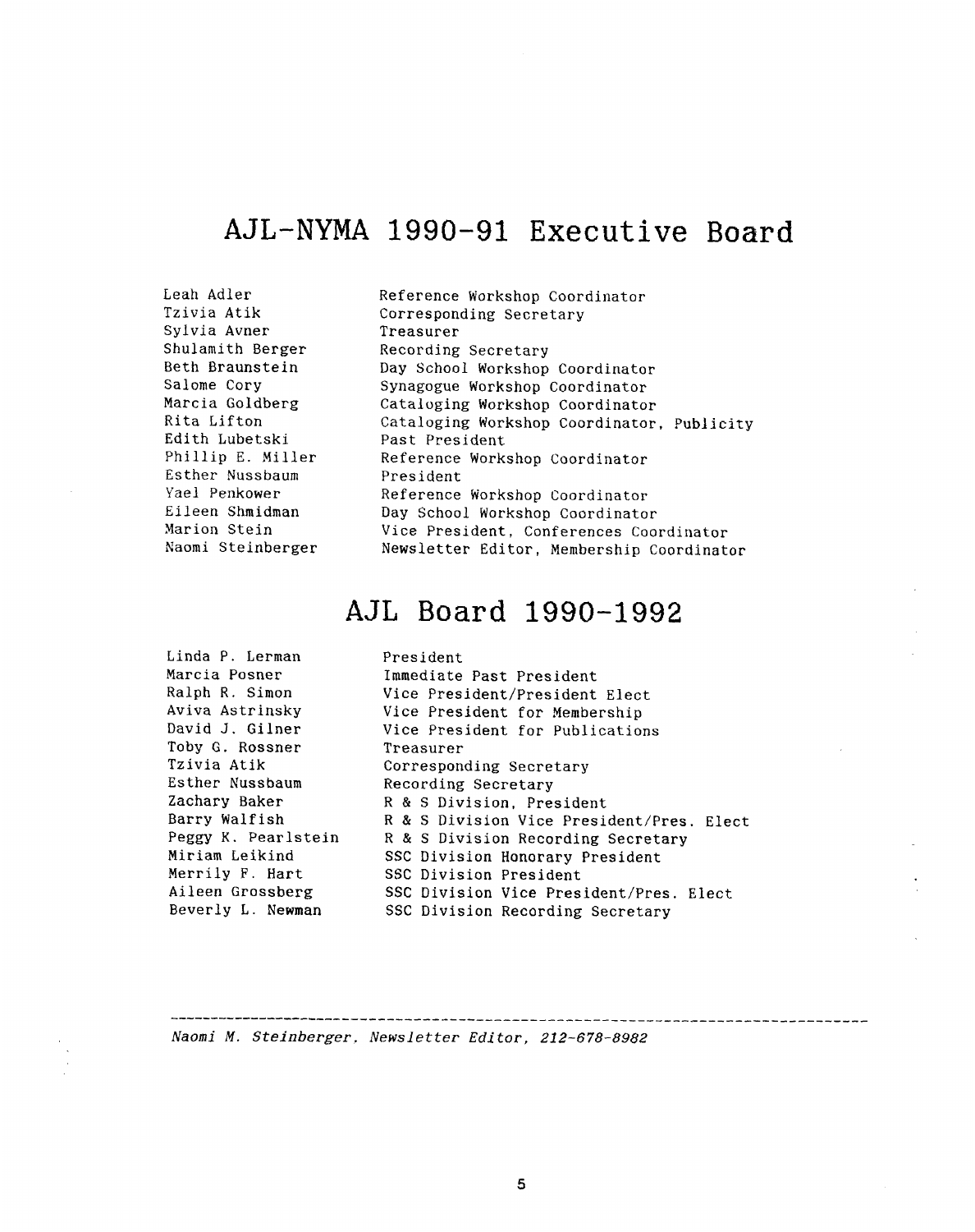# AJL-NYMA 1990-91 Executive Board

| | |
|---|---|
| Leah Adler | Reference Workshop Coordinator |
| Tzivia Atik | Corresponding Secretary |
| Sylvia Avner | Treasurer |
| Shulamith Berger | Recording Secretary |
| Beth Braunstein | Day School Workshop Coordinator |
| Salome Cory | Synagogue Workshop Coordinator |
| Marcia Goldberg | Cataloging Workshop Coordinator |
| Rita Lifton | Cataloging Workshop Coordinator, Publicity |
| Edith Lubetski | Past President |
| Phillip E. Miller | Reference Workshop Coordinator |
| Esther Nussbaum | President |
| Yael Penkower | Reference Workshop Coordinator |
| Eileen Shmidman | Day School Workshop Coordinator |
| Marion Stein | Vice President, Conferences Coordinator |
| Naomi Steinberger | Newsletter Editor, Membership Coordinator |

# AJL Board 1990-1992

| | |
|---|---|
| Linda P. Lerman | President |
| Marcia Posner | Immediate Past President |
| Ralph R. Simon | Vice President/President Elect |
| Aviva Astrinsky | Vice President for Membership |
| David J. Gilner | Vice President for Publications |
| Toby G. Rossner | Treasurer |
| Tzivia Atik | Corresponding Secretary |
| Esther Nussbaum | Recording Secretary |
| Zachary Baker | R & S Division, President |
| Barry Walfish | R & S Division Vice President/Pres. Elect |
| Peggy K. Pearlstein | R & S Division Recording Secretary |
| Miriam Leikind | SSC Division Honorary President |
| Merrily F. Hart | SSC Division President |
| Aileen Grossberg | SSC Division Vice President/Pres. Elect |
| Beverly L. Newman | SSC Division Recording Secretary |

---

*Naomi M. Steinberger, Newsletter Editor, 212-678-8982*